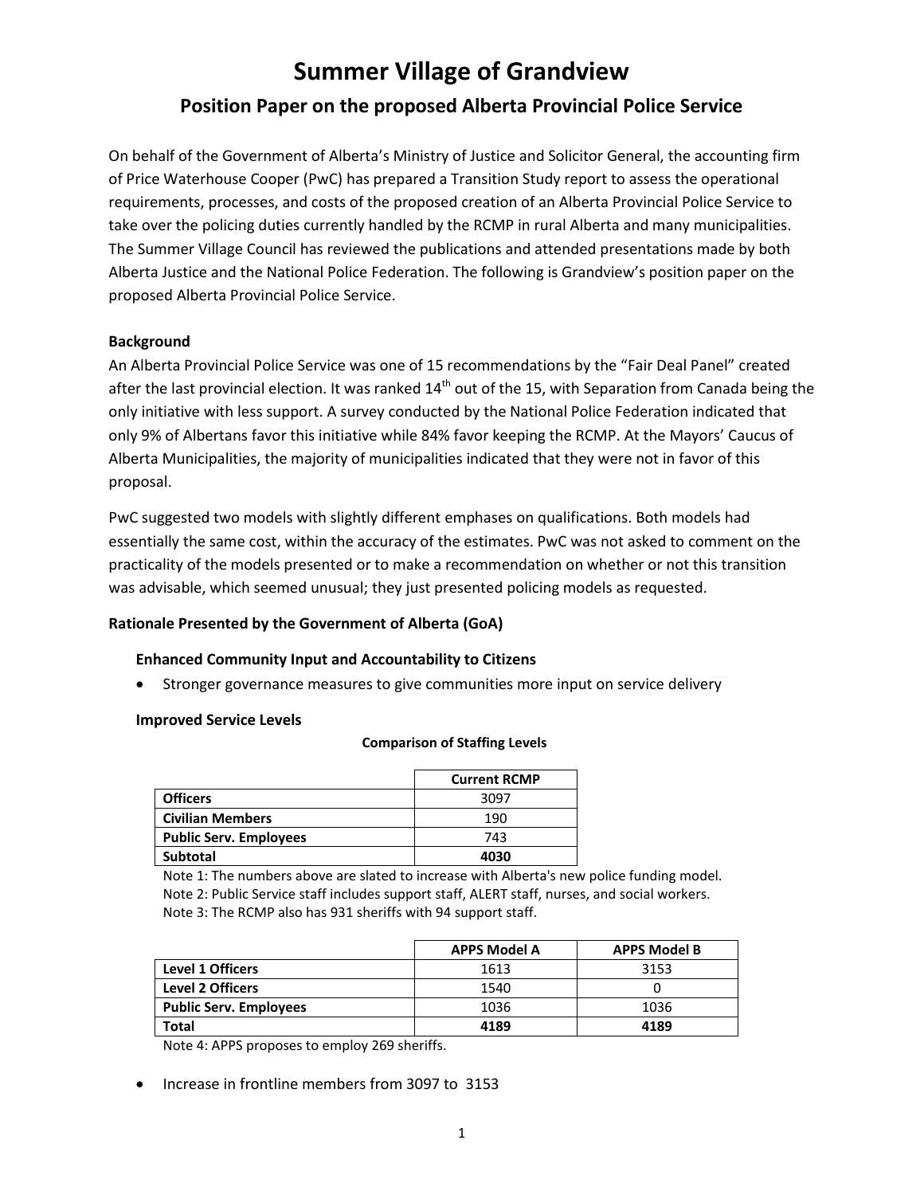# Summer Village of Grandview

## Position Paper on the proposed Alberta Provincial Police Service

On behalf of the Government of Alberta's Ministry of Justice and Solicitor General, the accounting firm of Price Waterhouse Cooper (PwC) has prepared a Transition Study report to assess the operational requirements, processes, and costs of the proposed creation of an Alberta Provincial Police Service to take over the policing duties currently handled by the RCMP in rural Alberta and many municipalities. The Summer Village Council has reviewed the publications and attended presentations made by both Alberta Justice and the National Police Federation. The following is Grandview's position paper on the proposed Alberta Provincial Police Service.

### Background

An Alberta Provincial Police Service was one of 15 recommendations by the "Fair Deal Panel" created after the last provincial election. It was ranked 14th out of the 15, with Separation from Canada being the only initiative with less support. A survey conducted by the National Police Federation indicated that only 9% of Albertans favor this initiative while 84% favor keeping the RCMP. At the Mayors' Caucus of Alberta Municipalities, the majority of municipalities indicated that they were not in favor of this proposal.

PwC suggested two models with slightly different emphases on qualifications. Both models had essentially the same cost, within the accuracy of the estimates. PwC was not asked to comment on the practicality of the models presented or to make a recommendation on whether or not this transition was advisable, which seemed unusual; they just presented policing models as requested.

### Rationale Presented by the Government of Alberta (GoA)

#### Enhanced Community Input and Accountability to Citizens

- Stronger governance measures to give communities more input on service delivery

#### Improved Service Levels

**Comparison of Staffing Levels**

| | Current RCMP |
|---|---|
| **Officers** | 3097 |
| **Civilian Members** | 190 |
| **Public Serv. Employees** | 743 |
| **Subtotal** | **4030** |

Note 1: The numbers above are slated to increase with Alberta's new police funding model.
Note 2: Public Service staff includes support staff, ALERT staff, nurses, and social workers.
Note 3: The RCMP also has 931 sheriffs with 94 support staff.

| | APPS Model A | APPS Model B |
|---|---|---|
| **Level 1 Officers** | 1613 | 3153 |
| **Level 2 Officers** | 1540 | 0 |
| **Public Serv. Employees** | 1036 | 1036 |
| **Total** | **4189** | **4189** |

Note 4: APPS proposes to employ 269 sheriffs.

- Increase in frontline members from 3097 to 3153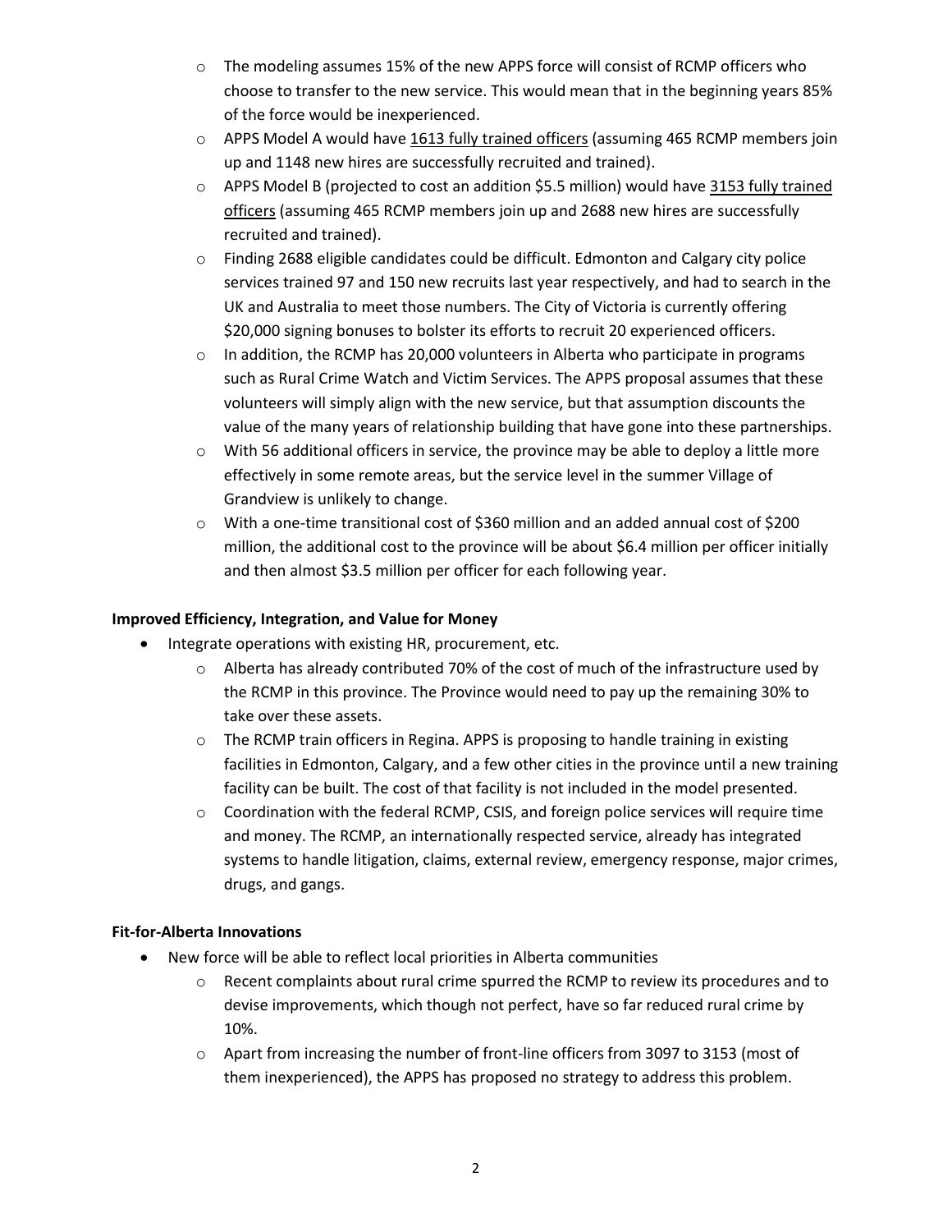- The modeling assumes 15% of the new APPS force will consist of RCMP officers who choose to transfer to the new service. This would mean that in the beginning years 85% of the force would be inexperienced.
  - APPS Model A would have <u>1613 fully trained officers</u> (assuming 465 RCMP members join up and 1148 new hires are successfully recruited and trained).
  - APPS Model B (projected to cost an addition $5.5 million) would have <u>3153 fully trained officers</u> (assuming 465 RCMP members join up and 2688 new hires are successfully recruited and trained).
  - Finding 2688 eligible candidates could be difficult. Edmonton and Calgary city police services trained 97 and 150 new recruits last year respectively, and had to search in the UK and Australia to meet those numbers. The City of Victoria is currently offering $20,000 signing bonuses to bolster its efforts to recruit 20 experienced officers.
  - In addition, the RCMP has 20,000 volunteers in Alberta who participate in programs such as Rural Crime Watch and Victim Services. The APPS proposal assumes that these volunteers will simply align with the new service, but that assumption discounts the value of the many years of relationship building that have gone into these partnerships.
  - With 56 additional officers in service, the province may be able to deploy a little more effectively in some remote areas, but the service level in the summer Village of Grandview is unlikely to change.
  - With a one-time transitional cost of $360 million and an added annual cost of $200 million, the additional cost to the province will be about $6.4 million per officer initially and then almost $3.5 million per officer for each following year.

**Improved Efficiency, Integration, and Value for Money**

- Integrate operations with existing HR, procurement, etc.
  - Alberta has already contributed 70% of the cost of much of the infrastructure used by the RCMP in this province. The Province would need to pay up the remaining 30% to take over these assets.
  - The RCMP train officers in Regina. APPS is proposing to handle training in existing facilities in Edmonton, Calgary, and a few other cities in the province until a new training facility can be built. The cost of that facility is not included in the model presented.
  - Coordination with the federal RCMP, CSIS, and foreign police services will require time and money. The RCMP, an internationally respected service, already has integrated systems to handle litigation, claims, external review, emergency response, major crimes, drugs, and gangs.

**Fit-for-Alberta Innovations**

- New force will be able to reflect local priorities in Alberta communities
  - Recent complaints about rural crime spurred the RCMP to review its procedures and to devise improvements, which though not perfect, have so far reduced rural crime by 10%.
  - Apart from increasing the number of front-line officers from 3097 to 3153 (most of them inexperienced), the APPS has proposed no strategy to address this problem.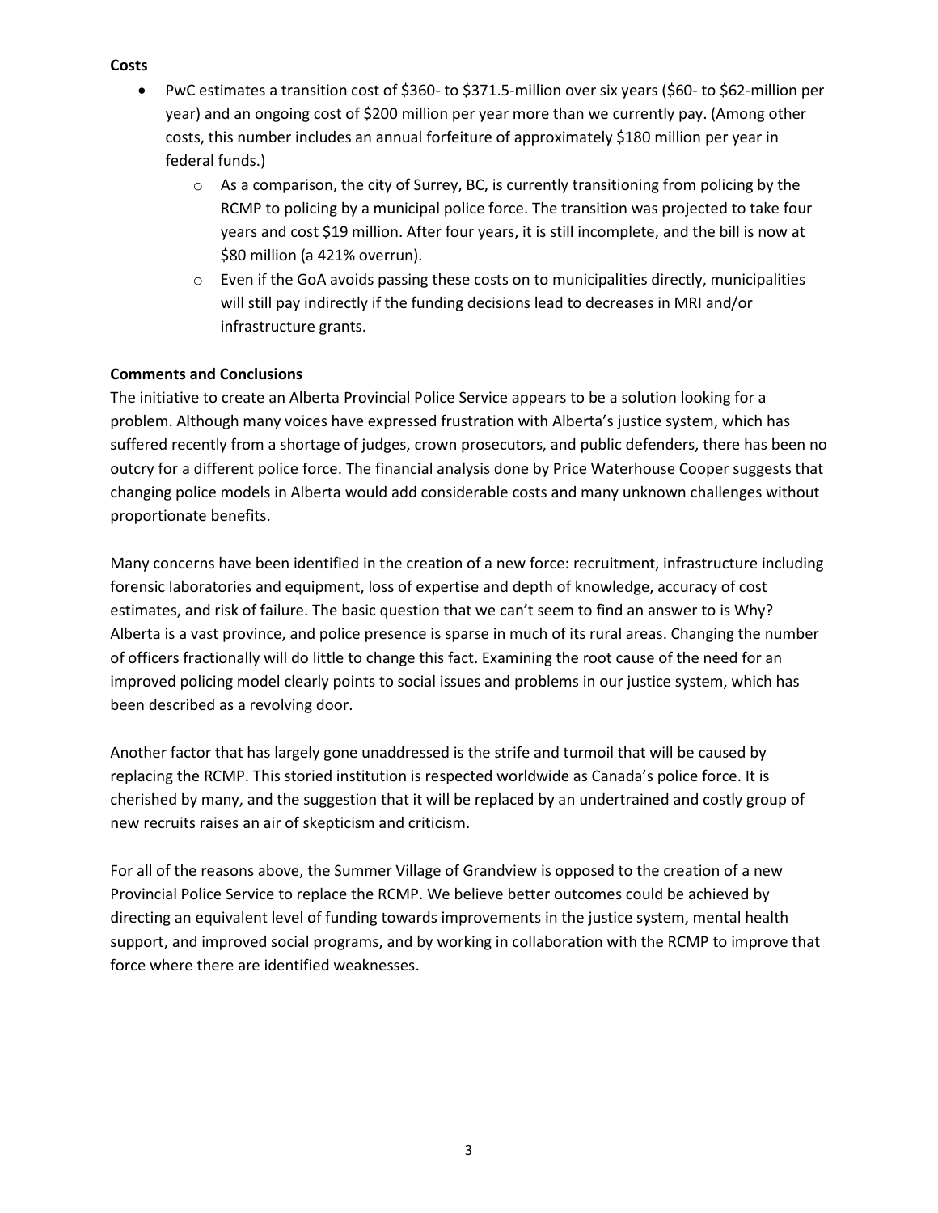**Costs**

- PwC estimates a transition cost of \$360- to \$371.5-million over six years (\$60- to \$62-million per year) and an ongoing cost of \$200 million per year more than we currently pay. (Among other costs, this number includes an annual forfeiture of approximately \$180 million per year in federal funds.)
  - As a comparison, the city of Surrey, BC, is currently transitioning from policing by the RCMP to policing by a municipal police force. The transition was projected to take four years and cost \$19 million. After four years, it is still incomplete, and the bill is now at \$80 million (a 421% overrun).
  - Even if the GoA avoids passing these costs on to municipalities directly, municipalities will still pay indirectly if the funding decisions lead to decreases in MRI and/or infrastructure grants.

**Comments and Conclusions**

The initiative to create an Alberta Provincial Police Service appears to be a solution looking for a problem. Although many voices have expressed frustration with Alberta's justice system, which has suffered recently from a shortage of judges, crown prosecutors, and public defenders, there has been no outcry for a different police force. The financial analysis done by Price Waterhouse Cooper suggests that changing police models in Alberta would add considerable costs and many unknown challenges without proportionate benefits.

Many concerns have been identified in the creation of a new force: recruitment, infrastructure including forensic laboratories and equipment, loss of expertise and depth of knowledge, accuracy of cost estimates, and risk of failure. The basic question that we can't seem to find an answer to is Why? Alberta is a vast province, and police presence is sparse in much of its rural areas. Changing the number of officers fractionally will do little to change this fact. Examining the root cause of the need for an improved policing model clearly points to social issues and problems in our justice system, which has been described as a revolving door.

Another factor that has largely gone unaddressed is the strife and turmoil that will be caused by replacing the RCMP. This storied institution is respected worldwide as Canada's police force. It is cherished by many, and the suggestion that it will be replaced by an undertrained and costly group of new recruits raises an air of skepticism and criticism.

For all of the reasons above, the Summer Village of Grandview is opposed to the creation of a new Provincial Police Service to replace the RCMP. We believe better outcomes could be achieved by directing an equivalent level of funding towards improvements in the justice system, mental health support, and improved social programs, and by working in collaboration with the RCMP to improve that force where there are identified weaknesses.